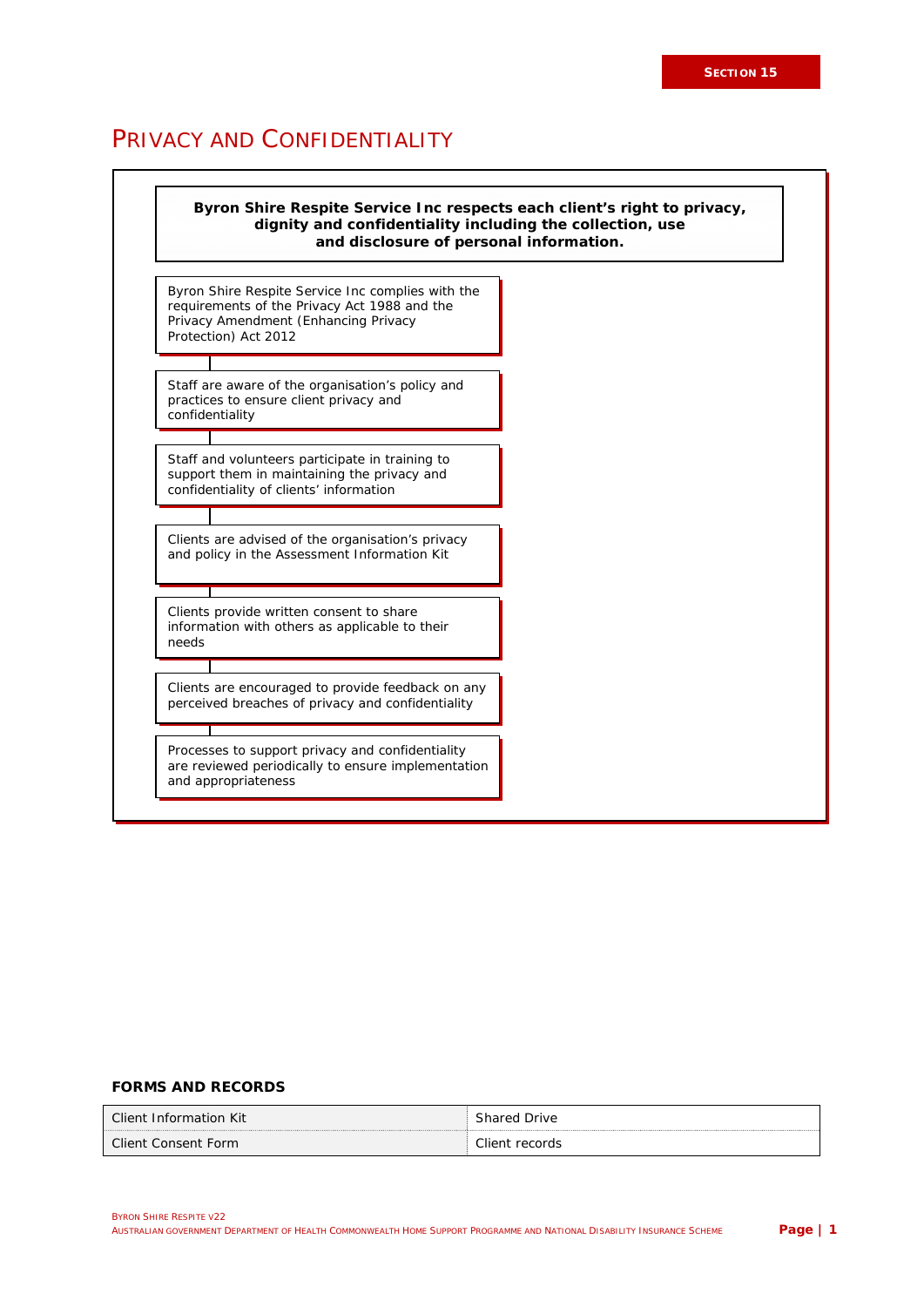# PRIVACY AND CONFIDENTIALITY

**Byron Shire Respite Service Inc respects each client's right to privacy, dignity and confidentiality including the collection, use and disclosure of personal information.**

Byron Shire Respite Service Inc complies with the requirements of the Privacy Act 1988 and the Privacy Amendment (Enhancing Privacy Protection) Act 2012

Staff are aware of the organisation's policy and practices to ensure client privacy and confidentiality

Staff and volunteers participate in training to support them in maintaining the privacy and confidentiality of clients' information

Clients are advised of the organisation's privacy and policy in the Assessment Information Kit

Clients provide written consent to share information with others as applicable to their needs

Clients are encouraged to provide feedback on any perceived breaches of privacy and confidentiality

Processes to support privacy and confidentiality are reviewed periodically to ensure implementation and appropriateness

## FORMS AND RECORDS

| | |
|---|---|
| Client Information Kit | Shared Drive |
| Client Consent Form | Client records |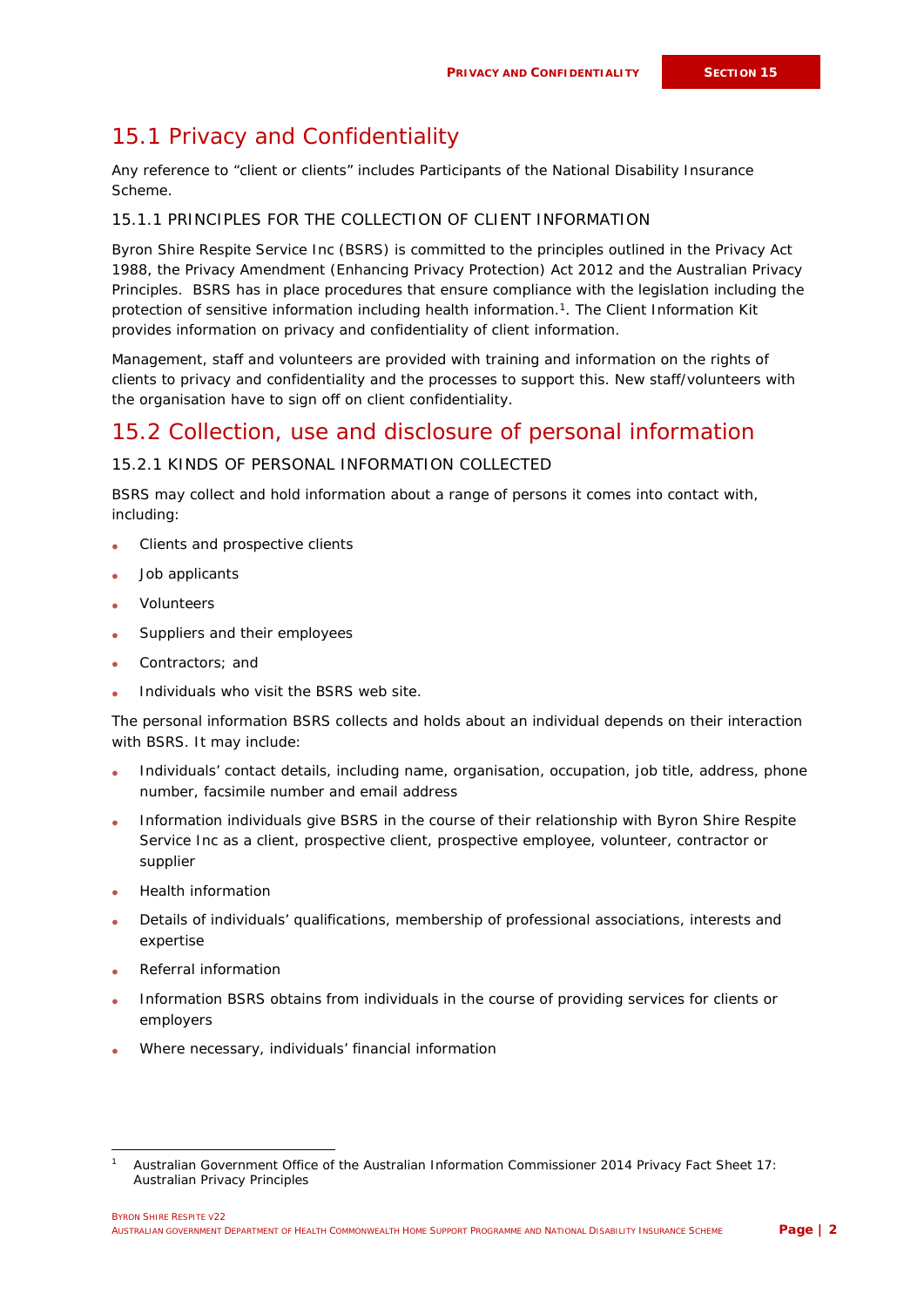## 15.1 Privacy and Confidentiality

Any reference to “client or clients” includes Participants of the National Disability Insurance Scheme.

### 15.1.1 PRINCIPLES FOR THE COLLECTION OF CLIENT INFORMATION

Byron Shire Respite Service Inc (BSRS) is committed to the principles outlined in the Privacy Act 1988, the Privacy Amendment (Enhancing Privacy Protection) Act 2012 and the Australian Privacy Principles. BSRS has in place procedures that ensure compliance with the legislation including the protection of sensitive information including health information.[1]. The Client Information Kit provides information on privacy and confidentiality of client information.

Management, staff and volunteers are provided with training and information on the rights of clients to privacy and confidentiality and the processes to support this. New staff/volunteers with the organisation have to sign off on client confidentiality.

## 15.2 Collection, use and disclosure of personal information

### 15.2.1 KINDS OF PERSONAL INFORMATION COLLECTED

BSRS may collect and hold information about a range of persons it comes into contact with, including:

- Clients and prospective clients
- Job applicants
- Volunteers
- Suppliers and their employees
- Contractors; and
- Individuals who visit the BSRS web site.

The personal information BSRS collects and holds about an individual depends on their interaction with BSRS. It may include:

- Individuals’ contact details, including name, organisation, occupation, job title, address, phone number, facsimile number and email address
- Information individuals give BSRS in the course of their relationship with Byron Shire Respite Service Inc as a client, prospective client, prospective employee, volunteer, contractor or supplier
- Health information
- Details of individuals’ qualifications, membership of professional associations, interests and expertise
- Referral information
- Information BSRS obtains from individuals in the course of providing services for clients or employers
- Where necessary, individuals’ financial information

[1] Australian Government Office of the Australian Information Commissioner 2014 Privacy Fact Sheet 17: Australian Privacy Principles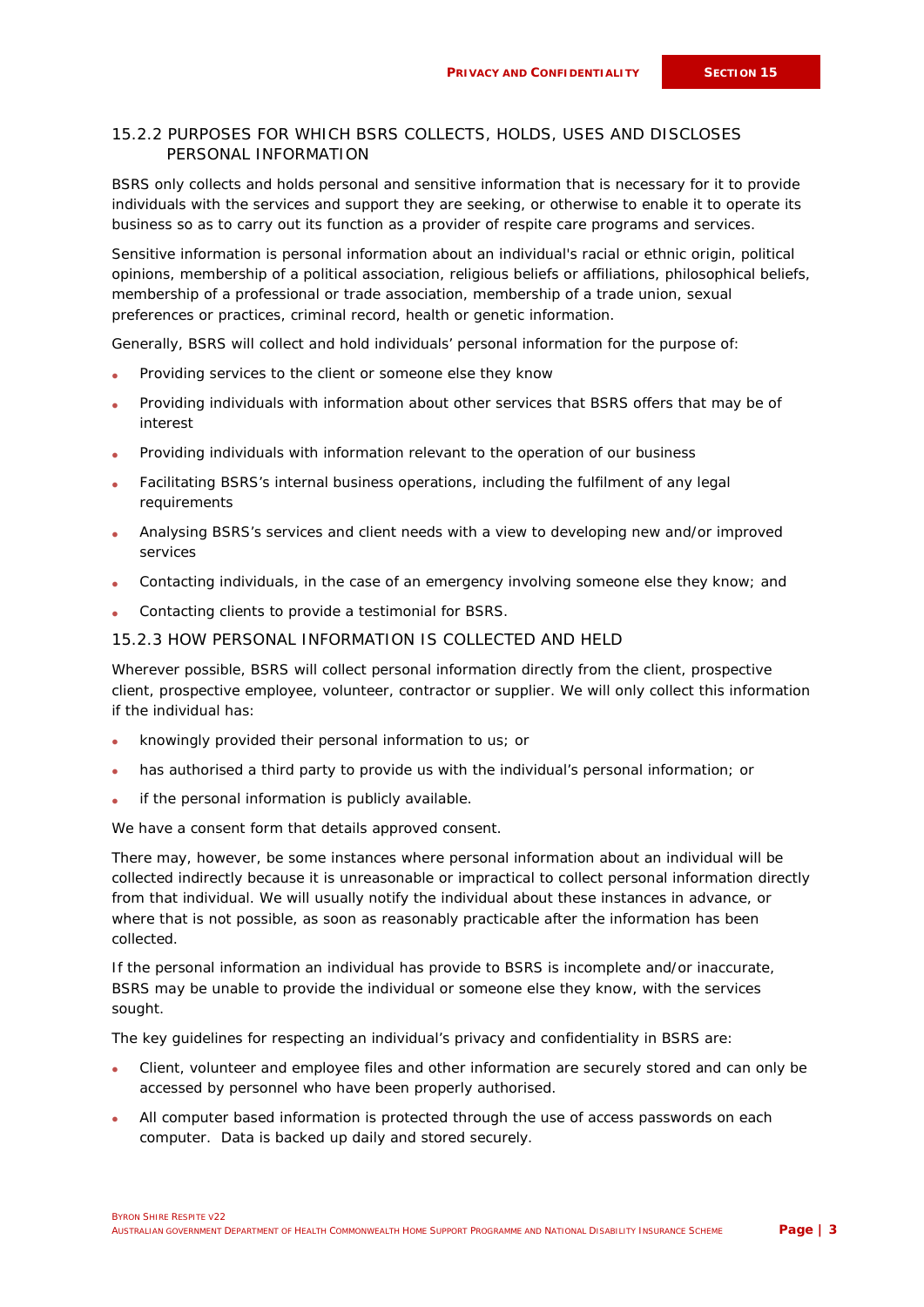### 15.2.2 PURPOSES FOR WHICH BSRS COLLECTS, HOLDS, USES AND DISCLOSES PERSONAL INFORMATION

BSRS only collects and holds personal and sensitive information that is necessary for it to provide individuals with the services and support they are seeking, or otherwise to enable it to operate its business so as to carry out its function as a provider of respite care programs and services.

Sensitive information is personal information about an individual's racial or ethnic origin, political opinions, membership of a political association, religious beliefs or affiliations, philosophical beliefs, membership of a professional or trade association, membership of a trade union, sexual preferences or practices, criminal record, health or genetic information.

Generally, BSRS will collect and hold individuals' personal information for the purpose of:

- Providing services to the client or someone else they know
- Providing individuals with information about other services that BSRS offers that may be of interest
- Providing individuals with information relevant to the operation of our business
- Facilitating BSRS's internal business operations, including the fulfilment of any legal requirements
- Analysing BSRS's services and client needs with a view to developing new and/or improved services
- Contacting individuals, in the case of an emergency involving someone else they know; and
- Contacting clients to provide a testimonial for BSRS.

### 15.2.3 HOW PERSONAL INFORMATION IS COLLECTED AND HELD

Wherever possible, BSRS will collect personal information directly from the client, prospective client, prospective employee, volunteer, contractor or supplier. We will only collect this information if the individual has:

- knowingly provided their personal information to us; or
- has authorised a third party to provide us with the individual's personal information; or
- if the personal information is publicly available.

We have a consent form that details approved consent.

There may, however, be some instances where personal information about an individual will be collected indirectly because it is unreasonable or impractical to collect personal information directly from that individual. We will usually notify the individual about these instances in advance, or where that is not possible, as soon as reasonably practicable after the information has been collected.

If the personal information an individual has provide to BSRS is incomplete and/or inaccurate, BSRS may be unable to provide the individual or someone else they know, with the services sought.

The key guidelines for respecting an individual's privacy and confidentiality in BSRS are:

- Client, volunteer and employee files and other information are securely stored and can only be accessed by personnel who have been properly authorised.
- All computer based information is protected through the use of access passwords on each computer. Data is backed up daily and stored securely.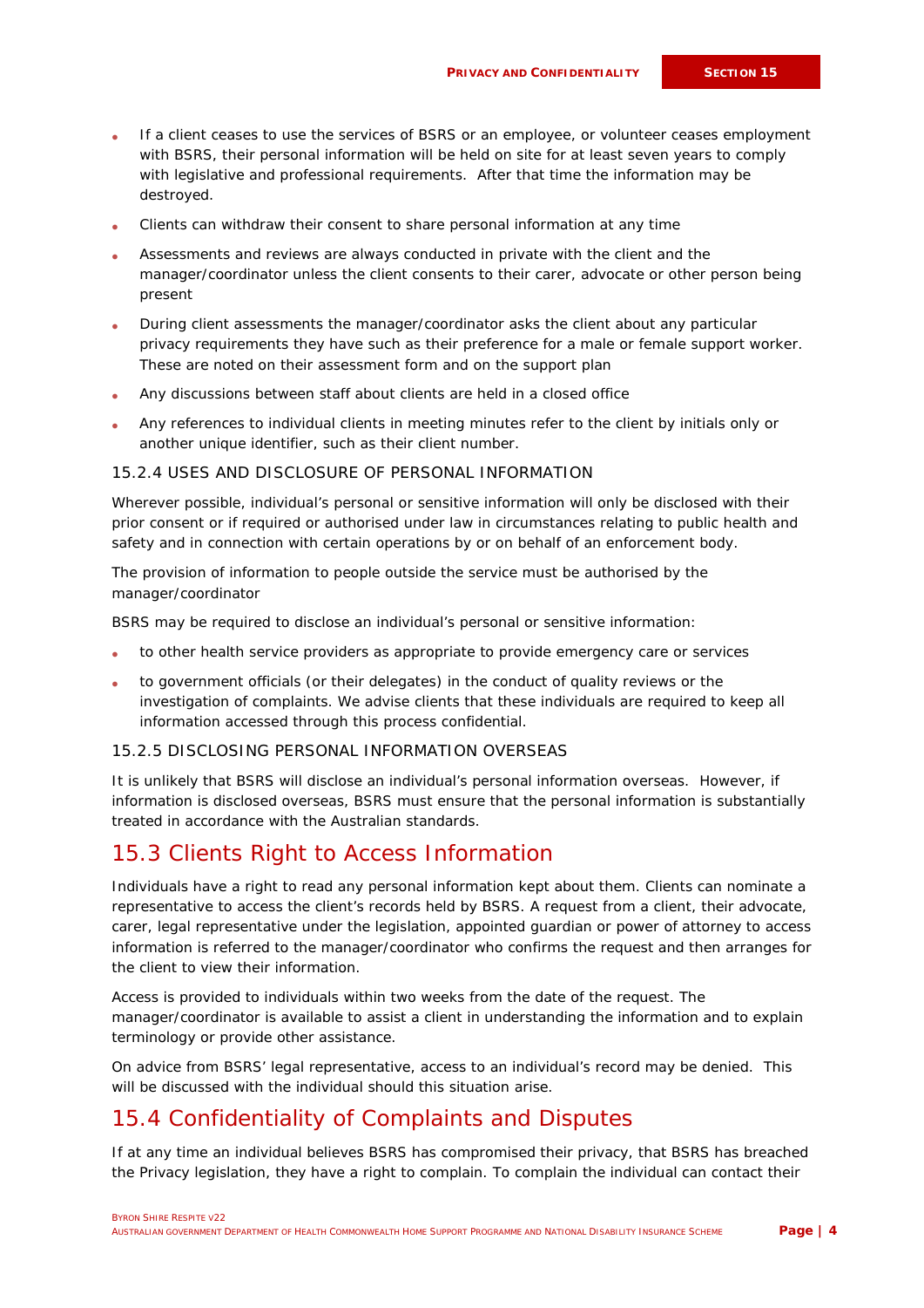- If a client ceases to use the services of BSRS or an employee, or volunteer ceases employment with BSRS, their personal information will be held on site for at least seven years to comply with legislative and professional requirements. After that time the information may be destroyed.
- Clients can withdraw their consent to share personal information at any time
- Assessments and reviews are always conducted in private with the client and the manager/coordinator unless the client consents to their carer, advocate or other person being present
- During client assessments the manager/coordinator asks the client about any particular privacy requirements they have such as their preference for a male or female support worker. These are noted on their assessment form and on the support plan
- Any discussions between staff about clients are held in a closed office
- Any references to individual clients in meeting minutes refer to the client by initials only or another unique identifier, such as their client number.

### 15.2.4 USES AND DISCLOSURE OF PERSONAL INFORMATION

Wherever possible, individual's personal or sensitive information will only be disclosed with their prior consent or if required or authorised under law in circumstances relating to public health and safety and in connection with certain operations by or on behalf of an enforcement body.

The provision of information to people outside the service must be authorised by the manager/coordinator

BSRS may be required to disclose an individual's personal or sensitive information:

- to other health service providers as appropriate to provide emergency care or services
- to government officials (or their delegates) in the conduct of quality reviews or the investigation of complaints. We advise clients that these individuals are required to keep all information accessed through this process confidential.

### 15.2.5 DISCLOSING PERSONAL INFORMATION OVERSEAS

It is unlikely that BSRS will disclose an individual's personal information overseas. However, if information is disclosed overseas, BSRS must ensure that the personal information is substantially treated in accordance with the Australian standards.

## 15.3 Clients Right to Access Information

Individuals have a right to read any personal information kept about them. Clients can nominate a representative to access the client's records held by BSRS. A request from a client, their advocate, carer, legal representative under the legislation, appointed guardian or power of attorney to access information is referred to the manager/coordinator who confirms the request and then arranges for the client to view their information.

Access is provided to individuals within two weeks from the date of the request. The manager/coordinator is available to assist a client in understanding the information and to explain terminology or provide other assistance.

On advice from BSRS' legal representative, access to an individual's record may be denied. This will be discussed with the individual should this situation arise.

## 15.4 Confidentiality of Complaints and Disputes

If at any time an individual believes BSRS has compromised their privacy, that BSRS has breached the Privacy legislation, they have a right to complain. To complain the individual can contact their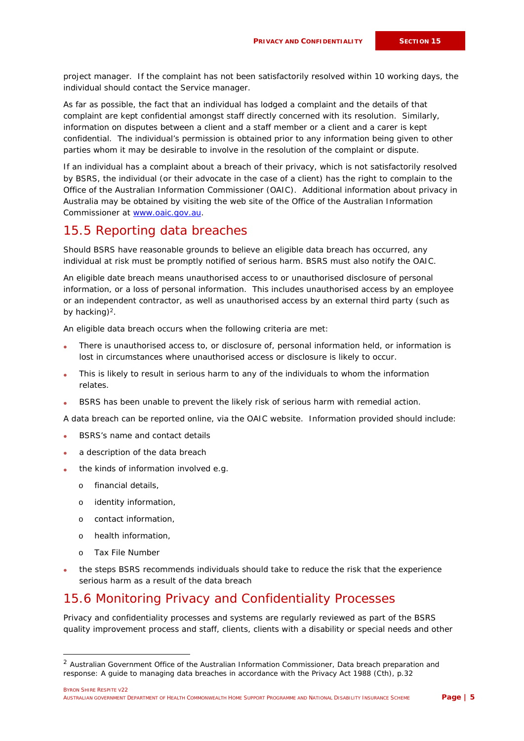project manager. If the complaint has not been satisfactorily resolved within 10 working days, the individual should contact the Service manager.

As far as possible, the fact that an individual has lodged a complaint and the details of that complaint are kept confidential amongst staff directly concerned with its resolution. Similarly, information on disputes between a client and a staff member or a client and a carer is kept confidential. The individual's permission is obtained prior to any information being given to other parties whom it may be desirable to involve in the resolution of the complaint or dispute.

If an individual has a complaint about a breach of their privacy, which is not satisfactorily resolved by BSRS, the individual (or their advocate in the case of a client) has the right to complain to the Office of the Australian Information Commissioner (OAIC). Additional information about privacy in Australia may be obtained by visiting the web site of the Office of the Australian Information Commissioner at [www.oaic.gov.au](http://www.oaic.gov.au).

## 15.5 Reporting data breaches

Should BSRS have reasonable grounds to believe an eligible data breach has occurred, any individual at risk must be promptly notified of serious harm. BSRS must also notify the OAIC.

An eligible date breach means unauthorised access to or unauthorised disclosure of personal information, or a loss of personal information. This includes unauthorised access by an employee or an independent contractor, as well as unauthorised access by an external third party (such as by hacking)[2].

An eligible data breach occurs when the following criteria are met:

- There is unauthorised access to, or disclosure of, personal information held, or information is lost in circumstances where unauthorised access or disclosure is likely to occur.
- This is likely to result in serious harm to any of the individuals to whom the information relates.
- BSRS has been unable to prevent the likely risk of serious harm with remedial action.

A data breach can be reported online, via the OAIC website. Information provided should include:

- BSRS's name and contact details
- a description of the data breach
- the kinds of information involved e.g.
    - financial details,
    - identity information,
    - contact information,
    - health information,
    - Tax File Number
- the steps BSRS recommends individuals should take to reduce the risk that the experience serious harm as a result of the data breach

## 15.6 Monitoring Privacy and Confidentiality Processes

Privacy and confidentiality processes and systems are regularly reviewed as part of the BSRS quality improvement process and staff, clients, clients with a disability or special needs and other

---

[2] Australian Government Office of the Australian Information Commissioner, Data breach preparation and response: A guide to managing data breaches in accordance with the Privacy Act 1988 (Cth), p.32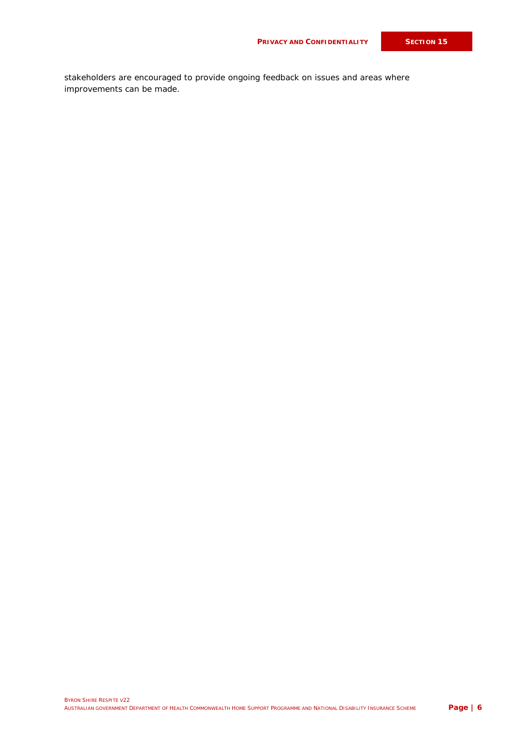stakeholders are encouraged to provide ongoing feedback on issues and areas where improvements can be made.